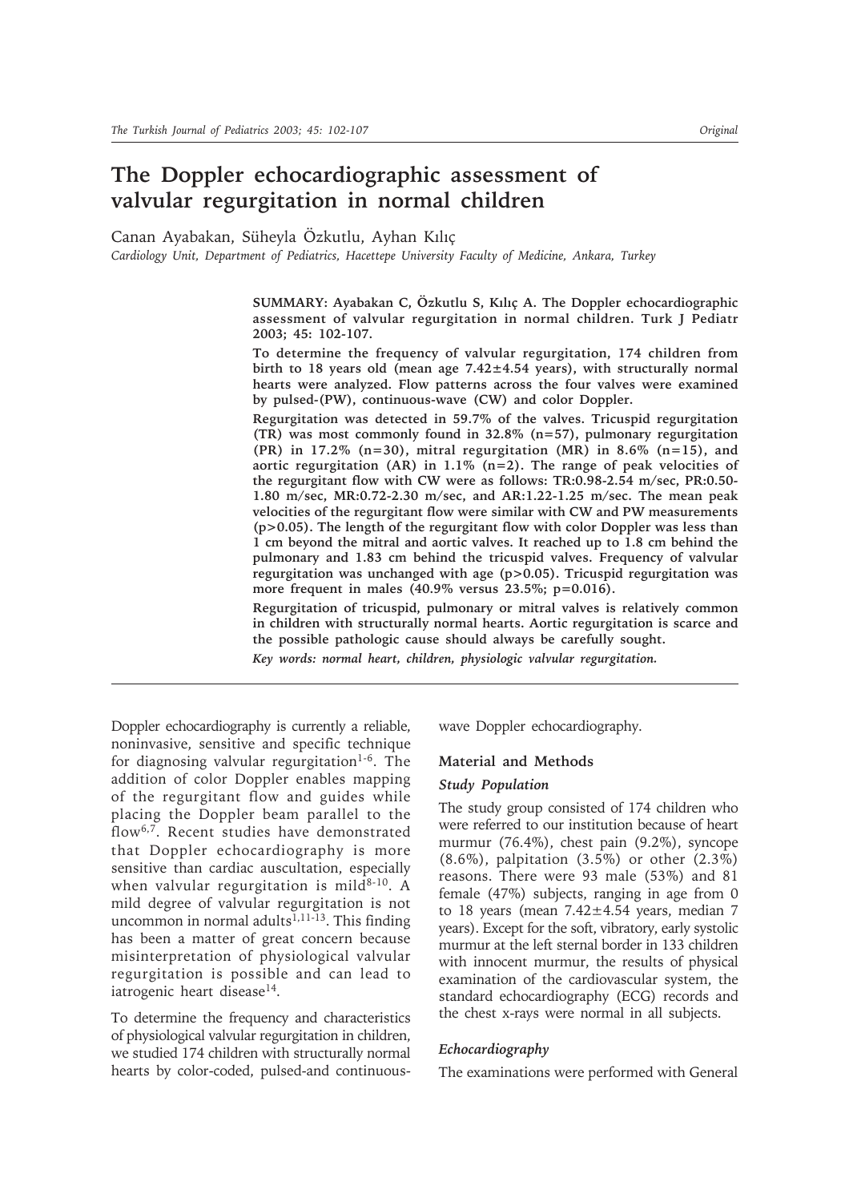# The Doppler echocardiographic assessment of valvular regurgitation in normal children

Canan Ayabakan, Süheyla Özkutlu, Ayhan Kılıç

*Cardiology Unit, Department of Pediatrics, Hacettepe University Faculty of Medicine, Ankara, Turkey*

**SUMMARY: Ayabakan C, Özkutlu S, Kılıç A. The Doppler echocardiographic assessment of valvular regurgitation in normal children. Turk J Pediatr 2003; 45: 102-107.**

**To determine the frequency of valvular regurgitation, 174 children from birth to 18 years old (mean age 7.42±4.54 years), with structurally normal hearts were analyzed. Flow patterns across the four valves were examined by pulsed-(PW), continuous-wave (CW) and color Doppler.**

**Regurgitation was detected in 59.7% of the valves. Tricuspid regurgitation (TR) was most commonly found in 32.8% (n=57), pulmonary regurgitation (PR) in 17.2% (n=30), mitral regurgitation (MR) in 8.6% (n=15), and aortic regurgitation (AR) in 1.1% (n=2). The range of peak velocities of the regurgitant flow with CW were as follows: TR:0.98-2.54 m/sec, PR:0.50-1.80 m/sec, MR:0.72-2.30 m/sec, and AR:1.22-1.25 m/sec. The mean peak velocities of the regurgitant flow were similar with CW and PW measurements (p>0.05). The length of the regurgitant flow with color Doppler was less than 1 cm beyond the mitral and aortic valves. It reached up to 1.8 cm behind the pulmonary and 1.83 cm behind the tricuspid valves. Frequency of valvular regurgitation was unchanged with age (p>0.05). Tricuspid regurgitation was more frequent in males (40.9% versus 23.5%; p=0.016).**

**Regurgitation of tricuspid, pulmonary or mitral valves is relatively common in children with structurally normal hearts. Aortic regurgitation is scarce and the possible pathologic cause should always be carefully sought.**

***Key words:*** *normal heart, children, physiologic valvular regurgitation.*

Doppler echocardiography is currently a reliable, noninvasive, sensitive and specific technique for diagnosing valvular regurgitation[1-6]. The addition of color Doppler enables mapping of the regurgitant flow and guides while placing the Doppler beam parallel to the flow[6,7]. Recent studies have demonstrated that Doppler echocardiography is more sensitive than cardiac auscultation, especially when valvular regurgitation is mild[8-10]. A mild degree of valvular regurgitation is not uncommon in normal adults[1,11-13]. This finding has been a matter of great concern because misinterpretation of physiological valvular regurgitation is possible and can lead to iatrogenic heart disease[14].

To determine the frequency and characteristics of physiological valvular regurgitation in children, we studied 174 children with structurally normal hearts by color-coded, pulsed-and continuous-wave Doppler echocardiography.

## Material and Methods

### *Study Population*

The study group consisted of 174 children who were referred to our institution because of heart murmur (76.4%), chest pain (9.2%), syncope (8.6%), palpitation (3.5%) or other (2.3%) reasons. There were 93 male (53%) and 81 female (47%) subjects, ranging in age from 0 to 18 years (mean 7.42±4.54 years, median 7 years). Except for the soft, vibratory, early systolic murmur at the left sternal border in 133 children with innocent murmur, the results of physical examination of the cardiovascular system, the standard echocardiography (ECG) records and the chest x-rays were normal in all subjects.

### *Echocardiography*

The examinations were performed with General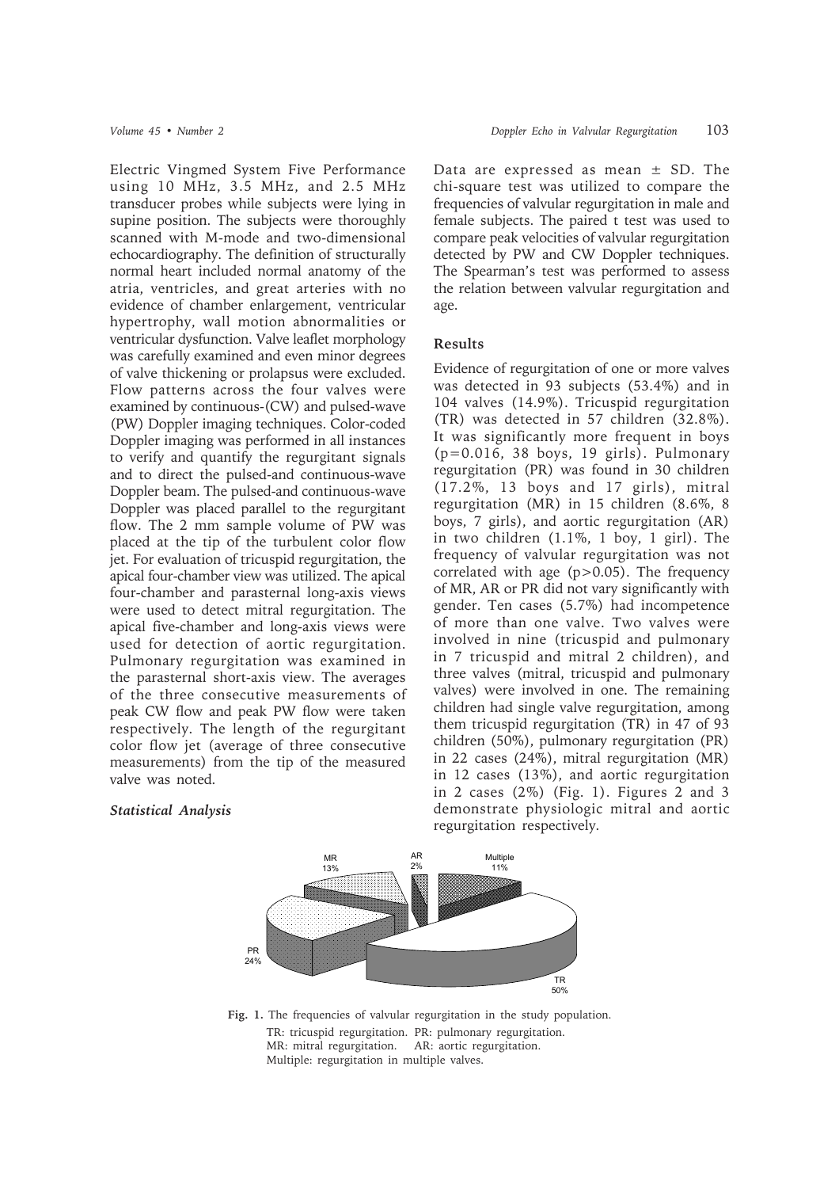Electric Vingmed System Five Performance using 10 MHz, 3.5 MHz, and 2.5 MHz transducer probes while subjects were lying in supine position. The subjects were thoroughly scanned with M-mode and two-dimensional echocardiography. The definition of structurally normal heart included normal anatomy of the atria, ventricles, and great arteries with no evidence of chamber enlargement, ventricular hypertrophy, wall motion abnormalities or ventricular dysfunction. Valve leaflet morphology was carefully examined and even minor degrees of valve thickening or prolapsus were excluded. Flow patterns across the four valves were examined by continuous-(CW) and pulsed-wave (PW) Doppler imaging techniques. Color-coded Doppler imaging was performed in all instances to verify and quantify the regurgitant signals and to direct the pulsed-and continuous-wave Doppler beam. The pulsed-and continuous-wave Doppler was placed parallel to the regurgitant flow. The 2 mm sample volume of PW was placed at the tip of the turbulent color flow jet. For evaluation of tricuspid regurgitation, the apical four-chamber view was utilized. The apical four-chamber and parasternal long-axis views were used to detect mitral regurgitation. The apical five-chamber and long-axis views were used for detection of aortic regurgitation. Pulmonary regurgitation was examined in the parasternal short-axis view. The averages of the three consecutive measurements of peak CW flow and peak PW flow were taken respectively. The length of the regurgitant color flow jet (average of three consecutive measurements) from the tip of the measured valve was noted.

### *Statistical Analysis*

Data are expressed as mean ± SD. The chi-square test was utilized to compare the frequencies of valvular regurgitation in male and female subjects. The paired t test was used to compare peak velocities of valvular regurgitation detected by PW and CW Doppler techniques. The Spearman's test was performed to assess the relation between valvular regurgitation and age.

## Results

Evidence of regurgitation of one or more valves was detected in 93 subjects (53.4%) and in 104 valves (14.9%). Tricuspid regurgitation (TR) was detected in 57 children (32.8%). It was significantly more frequent in boys ($p=0.016$, 38 boys, 19 girls). Pulmonary regurgitation (PR) was found in 30 children (17.2%, 13 boys and 17 girls), mitral regurgitation (MR) in 15 children (8.6%, 8 boys, 7 girls), and aortic regurgitation (AR) in two children (1.1%, 1 boy, 1 girl). The frequency of valvular regurgitation was not correlated with age ($p>0.05$). The frequency of MR, AR or PR did not vary significantly with gender. Ten cases (5.7%) had incompetence of more than one valve. Two valves were involved in nine (tricuspid and pulmonary in 7 tricuspid and mitral 2 children), and three valves (mitral, tricuspid and pulmonary valves) were involved in one. The remaining children had single valve regurgitation, among them tricuspid regurgitation (TR) in 47 of 93 children (50%), pulmonary regurgitation (PR) in 22 cases (24%), mitral regurgitation (MR) in 12 cases (13%), and aortic regurgitation in 2 cases (2%) (Fig. 1). Figures 2 and 3 demonstrate physiologic mitral and aortic regurgitation respectively.

MR 13%, AR 2%, Multiple 11%, PR 24%, TR 50%

**Fig. 1.** The frequencies of valvular regurgitation in the study population.
TR: tricuspid regurgitation. PR: pulmonary regurgitation.
MR: mitral regurgitation. AR: aortic regurgitation.
Multiple: regurgitation in multiple valves.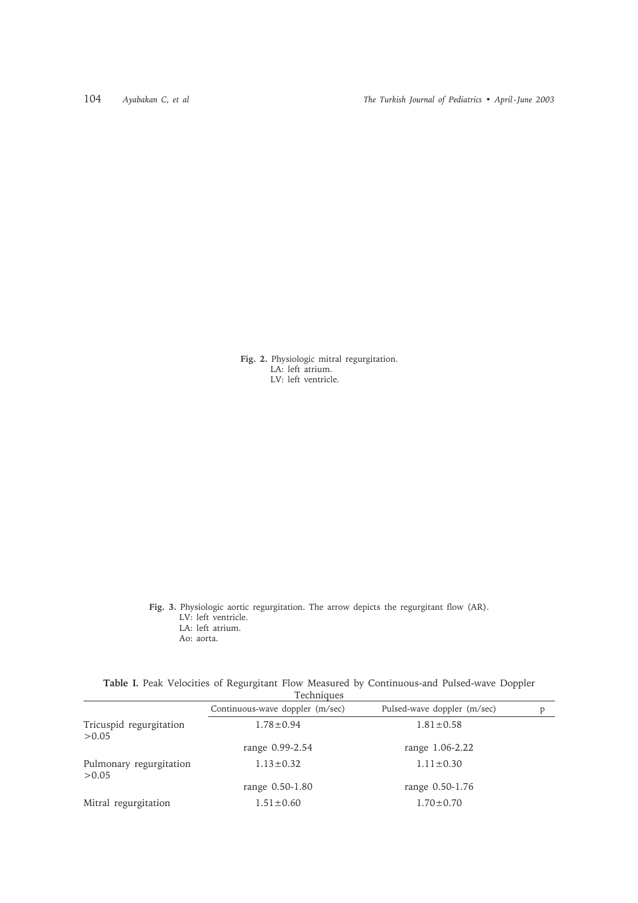**Fig. 2.** Physiologic mitral regurgitation.
LA: left atrium.
LV: left ventricle.

**Fig. 3.** Physiologic aortic regurgitation. The arrow depicts the regurgitant flow (AR).
LV: left ventricle.
LA: left atrium.
Ao: aorta.

**Table I.** Peak Velocities of Regurgitant Flow Measured by Continuous-and Pulsed-wave Doppler Techniques

| | Continuous-wave doppler (m/sec) | Pulsed-wave doppler (m/sec) | p |
|---|---|---|---|
| Tricuspid regurgitation >0.05 | 1.78±0.94 | 1.81±0.58 | |
| | range 0.99-2.54 | range 1.06-2.22 | |
| Pulmonary regurgitation >0.05 | 1.13±0.32 | 1.11±0.30 | |
| | range 0.50-1.80 | range 0.50-1.76 | |
| Mitral regurgitation | 1.51±0.60 | 1.70±0.70 | |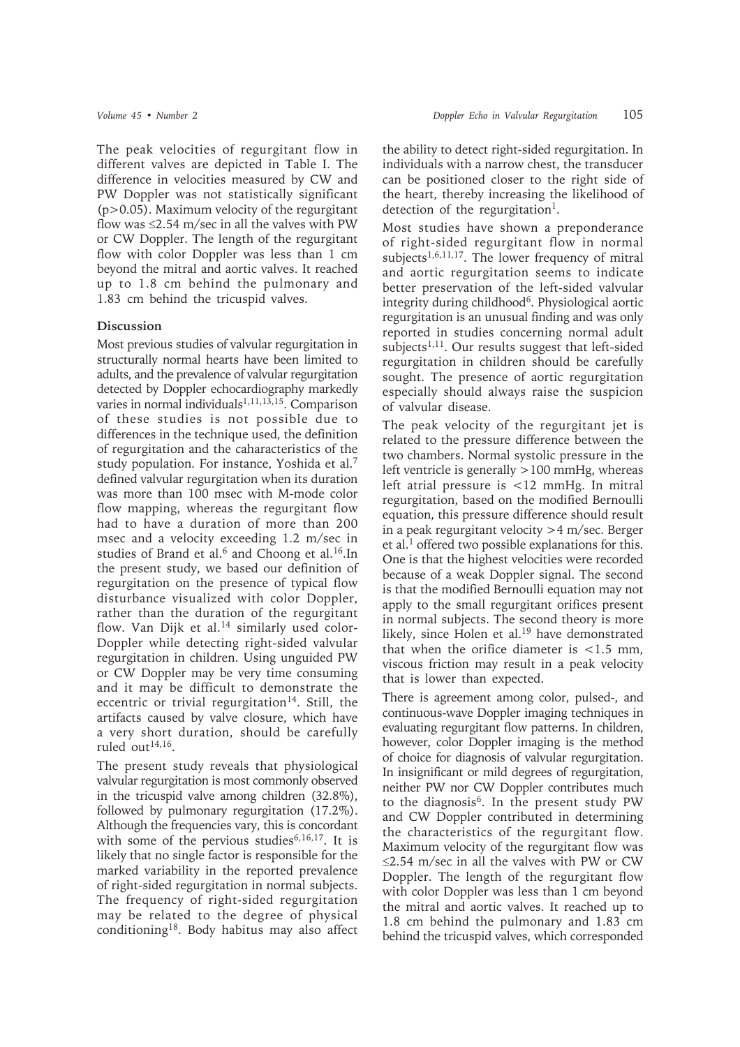The peak velocities of regurgitant flow in different valves are depicted in Table I. The difference in velocities measured by CW and PW Doppler was not statistically significant ($p>0.05$). Maximum velocity of the regurgitant flow was ≤2.54 m/sec in all the valves with PW or CW Doppler. The length of the regurgitant flow with color Doppler was less than 1 cm beyond the mitral and aortic valves. It reached up to 1.8 cm behind the pulmonary and 1.83 cm behind the tricuspid valves.

## Discussion

Most previous studies of valvular regurgitation in structurally normal hearts have been limited to adults, and the prevalence of valvular regurgitation detected by Doppler echocardiography markedly varies in normal individuals[1,11,13,15]. Comparison of these studies is not possible due to differences in the technique used, the definition of regurgitation and the caharacteristics of the study population. For instance, Yoshida et al.[7] defined valvular regurgitation when its duration was more than 100 msec with M-mode color flow mapping, whereas the regurgitant flow had to have a duration of more than 200 msec and a velocity exceeding 1.2 m/sec in studies of Brand et al.[6] and Choong et al.[16]. In the present study, we based our definition of regurgitation on the presence of typical flow disturbance visualized with color Doppler, rather than the duration of the regurgitant flow. Van Dijk et al.[14] similarly used color-Doppler while detecting right-sided valvular regurgitation in children. Using unguided PW or CW Doppler may be very time consuming and it may be difficult to demonstrate the eccentric or trivial regurgitation[14]. Still, the artifacts caused by valve closure, which have a very short duration, should be carefully ruled out[14,16].

The present study reveals that physiological valvular regurgitation is most commonly observed in the tricuspid valve among children (32.8%), followed by pulmonary regurgitation (17.2%). Although the frequencies vary, this is concordant with some of the pervious studies[6,16,17]. It is likely that no single factor is responsible for the marked variability in the reported prevalence of right-sided regurgitation in normal subjects. The frequency of right-sided regurgitation may be related to the degree of physical conditioning[18]. Body habitus may also affect the ability to detect right-sided regurgitation. In individuals with a narrow chest, the transducer can be positioned closer to the right side of the heart, thereby increasing the likelihood of detection of the regurgitation[1].

Most studies have shown a preponderance of right-sided regurgitant flow in normal subjects[1,6,11,17]. The lower frequency of mitral and aortic regurgitation seems to indicate better preservation of the left-sided valvular integrity during childhood[6]. Physiological aortic regurgitation is an unusual finding and was only reported in studies concerning normal adult subjects[1,11]. Our results suggest that left-sided regurgitation in children should be carefully sought. The presence of aortic regurgitation especially should always raise the suspicion of valvular disease.

The peak velocity of the regurgitant jet is related to the pressure difference between the two chambers. Normal systolic pressure in the left ventricle is generally >100 mmHg, whereas left atrial pressure is <12 mmHg. In mitral regurgitation, based on the modified Bernoulli equation, this pressure difference should result in a peak regurgitant velocity >4 m/sec. Berger et al.[1] offered two possible explanations for this. One is that the highest velocities were recorded because of a weak Doppler signal. The second is that the modified Bernoulli equation may not apply to the small regurgitant orifices present in normal subjects. The second theory is more likely, since Holen et al.[19] have demonstrated that when the orifice diameter is <1.5 mm, viscous friction may result in a peak velocity that is lower than expected.

There is agreement among color, pulsed-, and continuous-wave Doppler imaging techniques in evaluating regurgitant flow patterns. In children, however, color Doppler imaging is the method of choice for diagnosis of valvular regurgitation. In insignificant or mild degrees of regurgitation, neither PW nor CW Doppler contributes much to the diagnosis[6]. In the present study PW and CW Doppler contributed in determining the characteristics of the regurgitant flow. Maximum velocity of the regurgitant flow was ≤2.54 m/sec in all the valves with PW or CW Doppler. The length of the regurgitant flow with color Doppler was less than 1 cm beyond the mitral and aortic valves. It reached up to 1.8 cm behind the pulmonary and 1.83 cm behind the tricuspid valves, which corresponded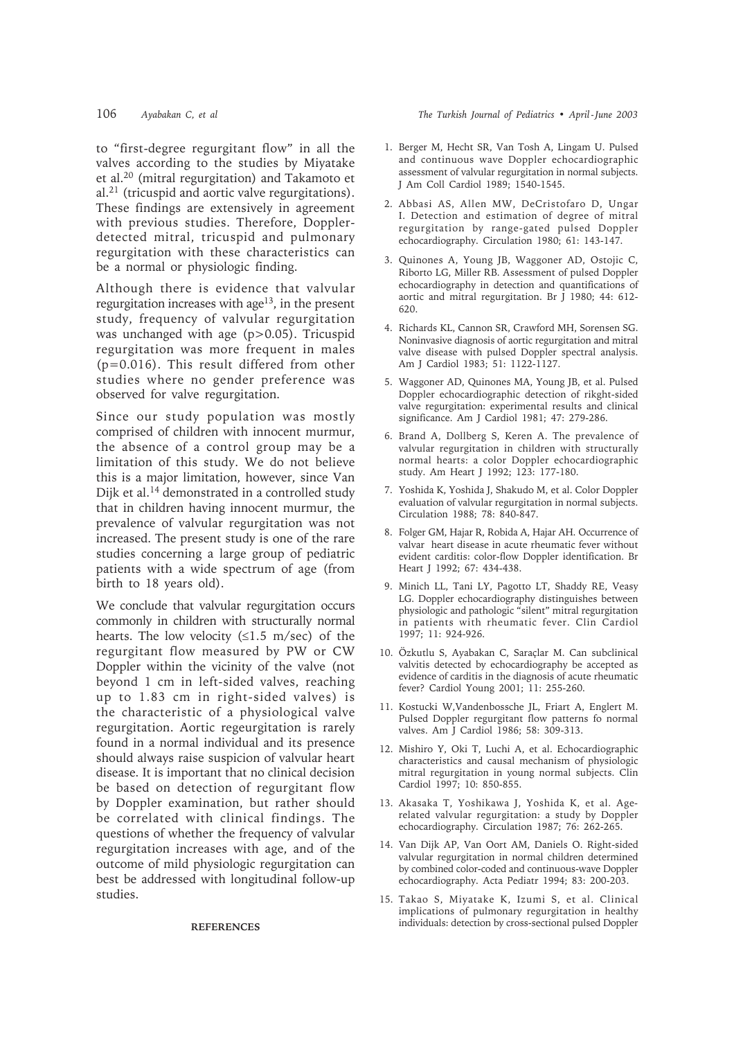to "first-degree regurgitant flow" in all the valves according to the studies by Miyatake et al.[20] (mitral regurgitation) and Takamoto et al.[21] (tricuspid and aortic valve regurgitations). These findings are extensively in agreement with previous studies. Therefore, Doppler-detected mitral, tricuspid and pulmonary regurgitation with these characteristics can be a normal or physiologic finding.

Although there is evidence that valvular regurgitation increases with age[13], in the present study, frequency of valvular regurgitation was unchanged with age ($p>0.05$). Tricuspid regurgitation was more frequent in males ($p=0.016$). This result differed from other studies where no gender preference was observed for valve regurgitation.

Since our study population was mostly comprised of children with innocent murmur, the absence of a control group may be a limitation of this study. We do not believe this is a major limitation, however, since Van Dijk et al.[14] demonstrated in a controlled study that in children having innocent murmur, the prevalence of valvular regurgitation was not increased. The present study is one of the rare studies concerning a large group of pediatric patients with a wide spectrum of age (from birth to 18 years old).

We conclude that valvular regurgitation occurs commonly in children with structurally normal hearts. The low velocity ($\leq$1.5 m/sec) of the regurgitant flow measured by PW or CW Doppler within the vicinity of the valve (not beyond 1 cm in left-sided valves, reaching up to 1.83 cm in right-sided valves) is the characteristic of a physiological valve regurgitation. Aortic regeurgitation is rarely found in a normal individual and its presence should always raise suspicion of valvular heart disease. It is important that no clinical decision be based on detection of regurgitant flow by Doppler examination, but rather should be correlated with clinical findings. The questions of whether the frequency of valvular regurgitation increases with age, and of the outcome of mild physiologic regurgitation can best be addressed with longitudinal follow-up studies.

## REFERENCES

1. Berger M, Hecht SR, Van Tosh A, Lingam U. Pulsed and continuous wave Doppler echocardiographic assessment of valvular regurgitation in normal subjects. J Am Coll Cardiol 1989; 1540-1545.
2. Abbasi AS, Allen MW, DeCristofaro D, Ungar I. Detection and estimation of degree of mitral regurgitation by range-gated pulsed Doppler echocardiography. Circulation 1980; 61: 143-147.
3. Quinones A, Young JB, Waggoner AD, Ostojic C, Riborto LG, Miller RB. Assessment of pulsed Doppler echocardiography in detection and quantifications of aortic and mitral regurgitation. Br J 1980; 44: 612-620.
4. Richards KL, Cannon SR, Crawford MH, Sorensen SG. Noninvasive diagnosis of aortic regurgitation and mitral valve disease with pulsed Doppler spectral analysis. Am J Cardiol 1983; 51: 1122-1127.
5. Waggoner AD, Quinones MA, Young JB, et al. Pulsed Doppler echocardiographic detection of rikght-sided valve regurgitation: experimental results and clinical significance. Am J Cardiol 1981; 47: 279-286.
6. Brand A, Dollberg S, Keren A. The prevalence of valvular regurgitation in children with structurally normal hearts: a color Doppler echocardiographic study. Am Heart J 1992; 123: 177-180.
7. Yoshida K, Yoshida J, Shakudo M, et al. Color Doppler evaluation of valvular regurgitation in normal subjects. Circulation 1988; 78: 840-847.
8. Folger GM, Hajar R, Robida A, Hajar AH. Occurrence of valvar heart disease in acute rheumatic fever without evident carditis: color-flow Doppler identification. Br Heart J 1992; 67: 434-438.
9. Minich LL, Tani LY, Pagotto LT, Shaddy RE, Veasy LG. Doppler echocardiography distinguishes between physiologic and pathologic "silent" mitral regurgitation in patients with rheumatic fever. Clin Cardiol 1997; 11: 924-926.
10. Özkutlu S, Ayabakan C, Saraçlar M. Can subclinical valvitis detected by echocardiography be accepted as evidence of carditis in the diagnosis of acute rheumatic fever? Cardiol Young 2001; 11: 255-260.
11. Kostucki W,Vandenbossche JL, Friart A, Englert M. Pulsed Doppler regurgitant flow patterns fo normal valves. Am J Cardiol 1986; 58: 309-313.
12. Mishiro Y, Oki T, Luchi A, et al. Echocardiographic characteristics and causal mechanism of physiologic mitral regurgitation in young normal subjects. Clin Cardiol 1997; 10: 850-855.
13. Akasaka T, Yoshikawa J, Yoshida K, et al. Age-related valvular regurgitation: a study by Doppler echocardiography. Circulation 1987; 76: 262-265.
14. Van Dijk AP, Van Oort AM, Daniels O. Right-sided valvular regurgitation in normal children determined by combined color-coded and continuous-wave Doppler echocardiography. Acta Pediatr 1994; 83: 200-203.
15. Takao S, Miyatake K, Izumi S, et al. Clinical implications of pulmonary regurgitation in healthy individuals: detection by cross-sectional pulsed Doppler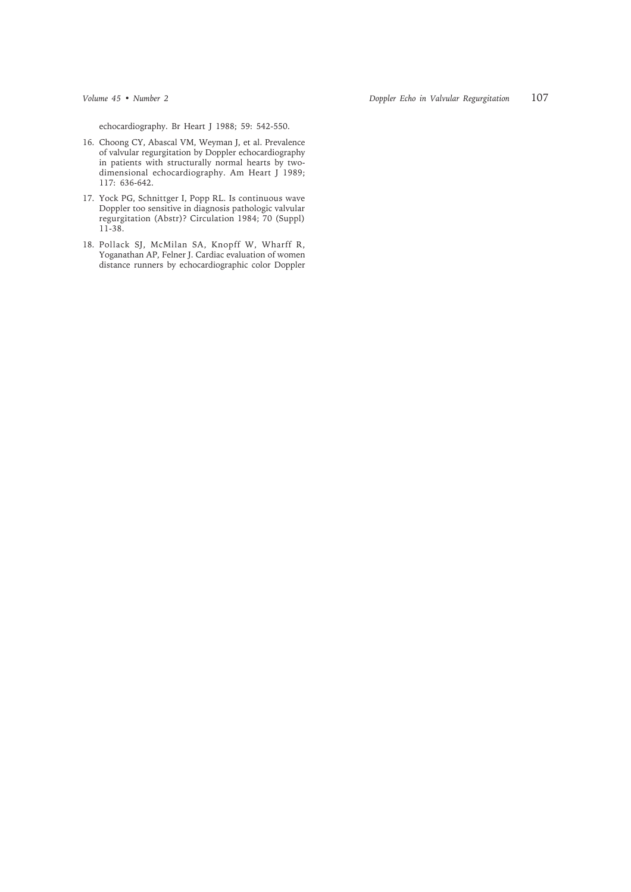echocardiography. Br Heart J 1988; 59: 542-550.

16. Choong CY, Abascal VM, Weyman J, et al. Prevalence of valvular regurgitation by Doppler echocardiography in patients with structurally normal hearts by two-dimensional echocardiography. Am Heart J 1989; 117: 636-642.
17. Yock PG, Schnittger I, Popp RL. Is continuous wave Doppler too sensitive in diagnosis pathologic valvular regurgitation (Abstr)? Circulation 1984; 70 (Suppl) 11-38.
18. Pollack SJ, McMilan SA, Knopff W, Wharff R, Yoganathan AP, Felner J. Cardiac evaluation of women distance runners by echocardiographic color Doppler